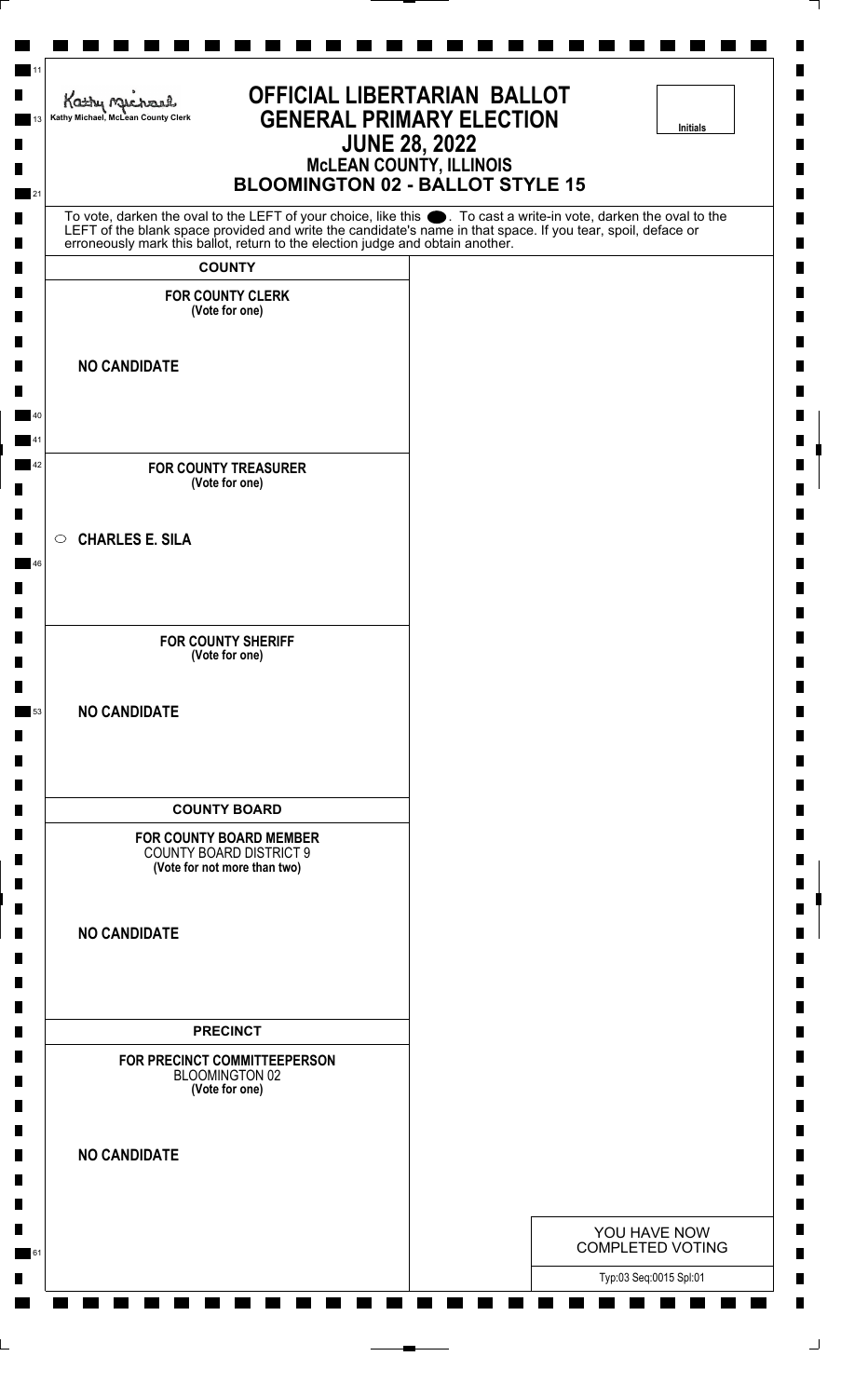Kathy Michael, McLean County Clerk

# OFFICIAL LIBERTARIAN BALLOT
## GENERAL PRIMARY ELECTION
## JUNE 28, 2022
### McLEAN COUNTY, ILLINOIS
### BLOOMINGTON 02 - BALLOT STYLE 15

Initials

To vote, darken the oval to the LEFT of your choice, like this ⬬. To cast a write-in vote, darken the oval to the LEFT of the blank space provided and write the candidate's name in that space. If you tear, spoil, deface or erroneously mark this ballot, return to the election judge and obtain another.

**COUNTY**

**FOR COUNTY CLERK**
**(Vote for one)**

**NO CANDIDATE**

**FOR COUNTY TREASURER**
**(Vote for one)**

○ **CHARLES E. SILA**

**FOR COUNTY SHERIFF**
**(Vote for one)**

**NO CANDIDATE**

**COUNTY BOARD**

**FOR COUNTY BOARD MEMBER**
COUNTY BOARD DISTRICT 9
**(Vote for not more than two)**

**NO CANDIDATE**

**PRECINCT**

**FOR PRECINCT COMMITTEEPERSON**
BLOOMINGTON 02
**(Vote for one)**

**NO CANDIDATE**

YOU HAVE NOW COMPLETED VOTING

Typ:03 Seq:0015 Spl:01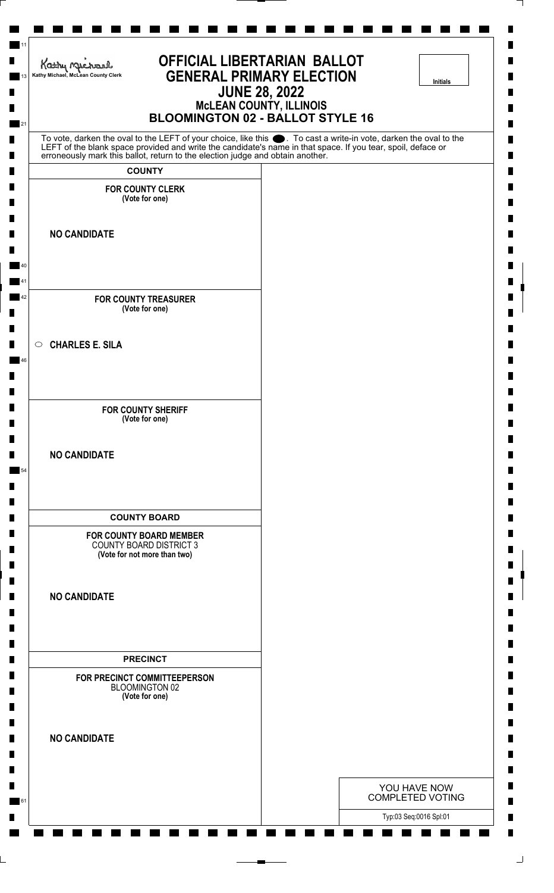Kathy Michael, McLean County Clerk

# OFFICIAL LIBERTARIAN BALLOT
# GENERAL PRIMARY ELECTION
## JUNE 28, 2022
### McLEAN COUNTY, ILLINOIS
### BLOOMINGTON 02 - BALLOT STYLE 16

Initials

To vote, darken the oval to the LEFT of your choice, like this ⬬. To cast a write-in vote, darken the oval to the LEFT of the blank space provided and write the candidate's name in that space. If you tear, spoil, deface or erroneously mark this ballot, return to the election judge and obtain another.

**COUNTY**

**FOR COUNTY CLERK**
**(Vote for one)**

**NO CANDIDATE**

**FOR COUNTY TREASURER**
**(Vote for one)**

○ **CHARLES E. SILA**

**FOR COUNTY SHERIFF**
**(Vote for one)**

**NO CANDIDATE**

**COUNTY BOARD**

**FOR COUNTY BOARD MEMBER**
COUNTY BOARD DISTRICT 3
**(Vote for not more than two)**

**NO CANDIDATE**

**PRECINCT**

**FOR PRECINCT COMMITTEEPERSON**
BLOOMINGTON 02
**(Vote for one)**

**NO CANDIDATE**

YOU HAVE NOW COMPLETED VOTING

Typ:03 Seq:0016 Spl:01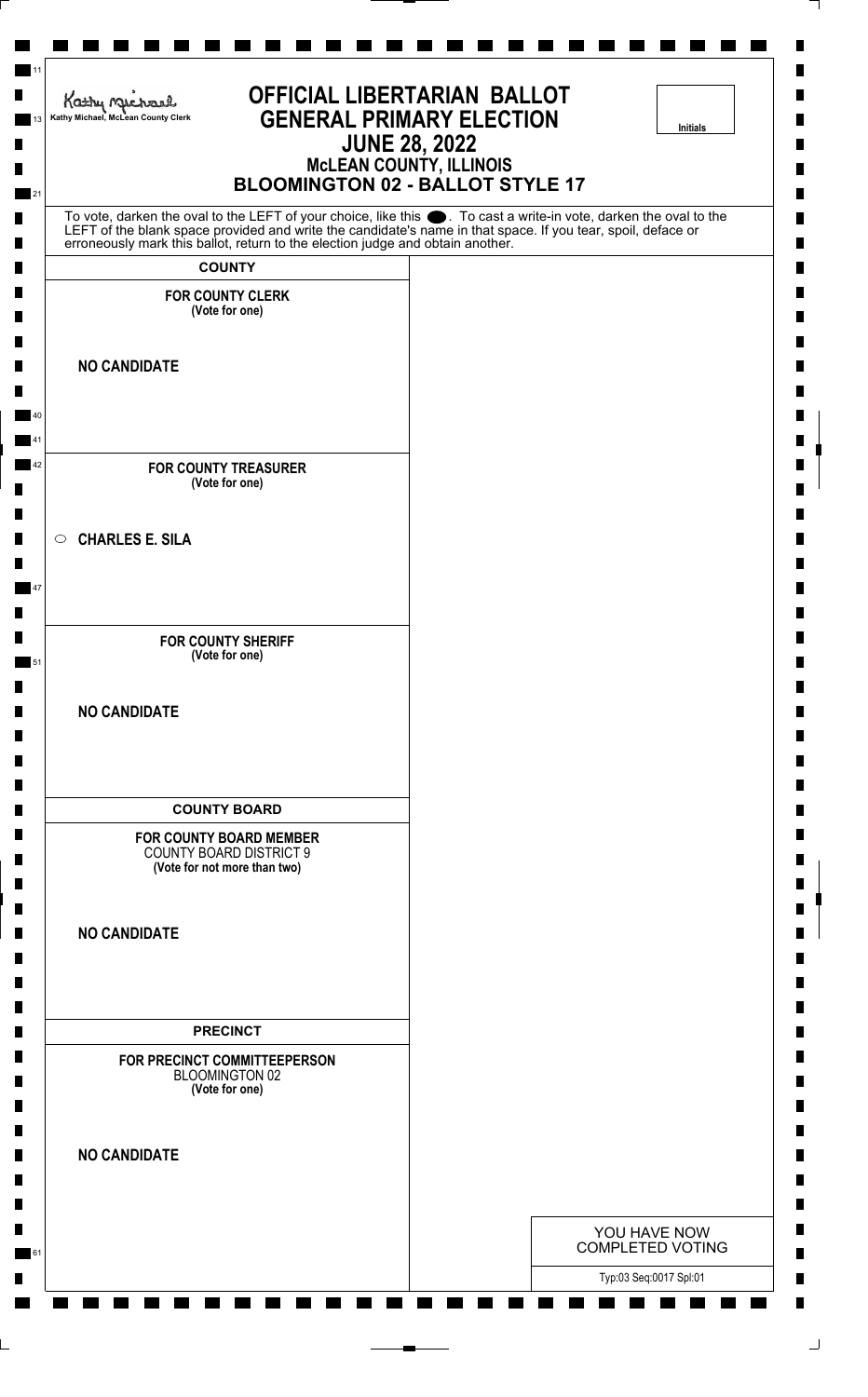Kathy Michael, McLean County Clerk

# OFFICIAL LIBERTARIAN BALLOT
## GENERAL PRIMARY ELECTION
## JUNE 28, 2022
### McLEAN COUNTY, ILLINOIS
### BLOOMINGTON 02 - BALLOT STYLE 17

Initials

To vote, darken the oval to the LEFT of your choice, like this ⬤. To cast a write-in vote, darken the oval to the LEFT of the blank space provided and write the candidate's name in that space. If you tear, spoil, deface or erroneously mark this ballot, return to the election judge and obtain another.

**COUNTY**

**FOR COUNTY CLERK**
**(Vote for one)**

**NO CANDIDATE**

**FOR COUNTY TREASURER**
**(Vote for one)**

○ **CHARLES E. SILA**

**FOR COUNTY SHERIFF**
**(Vote for one)**

**NO CANDIDATE**

**COUNTY BOARD**

**FOR COUNTY BOARD MEMBER**
COUNTY BOARD DISTRICT 9
**(Vote for not more than two)**

**NO CANDIDATE**

**PRECINCT**

**FOR PRECINCT COMMITTEEPERSON**
BLOOMINGTON 02
**(Vote for one)**

**NO CANDIDATE**

YOU HAVE NOW COMPLETED VOTING

Typ:03 Seq:0017 Spl:01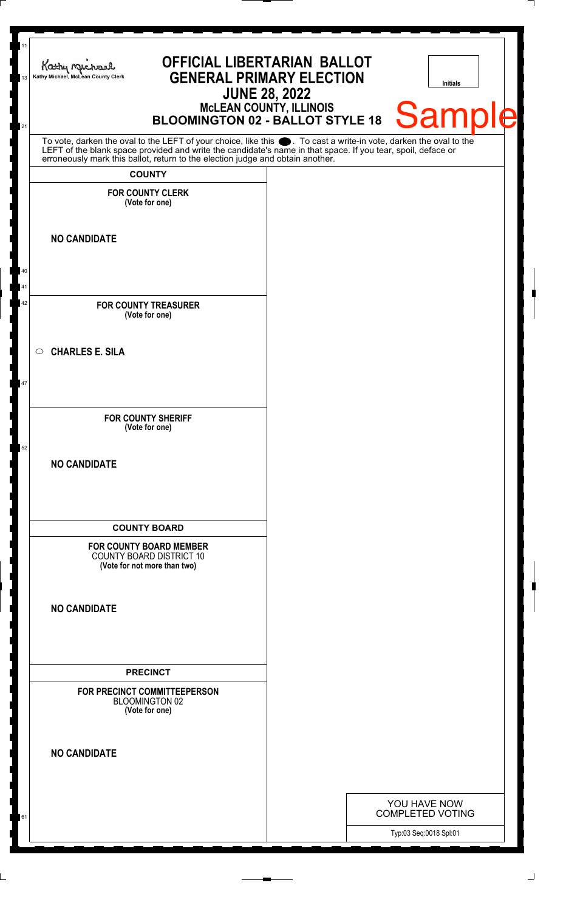Kathy Michael, McLean County Clerk

# OFFICIAL LIBERTARIAN BALLOT
## GENERAL PRIMARY ELECTION
### JUNE 28, 2022
### McLEAN COUNTY, ILLINOIS
### BLOOMINGTON 02 - BALLOT STYLE 18

Initials

Sample

To vote, darken the oval to the LEFT of your choice, like this ⬬. To cast a write-in vote, darken the oval to the LEFT of the blank space provided and write the candidate's name in that space. If you tear, spoil, deface or erroneously mark this ballot, return to the election judge and obtain another.

**COUNTY**

**FOR COUNTY CLERK**
**(Vote for one)**

**NO CANDIDATE**

**FOR COUNTY TREASURER**
**(Vote for one)**

○ **CHARLES E. SILA**

**FOR COUNTY SHERIFF**
**(Vote for one)**

**NO CANDIDATE**

**COUNTY BOARD**

**FOR COUNTY BOARD MEMBER**
COUNTY BOARD DISTRICT 10
**(Vote for not more than two)**

**NO CANDIDATE**

**PRECINCT**

**FOR PRECINCT COMMITTEEPERSON**
BLOOMINGTON 02
**(Vote for one)**

**NO CANDIDATE**

YOU HAVE NOW COMPLETED VOTING

Typ:03 Seq:0018 Spl:01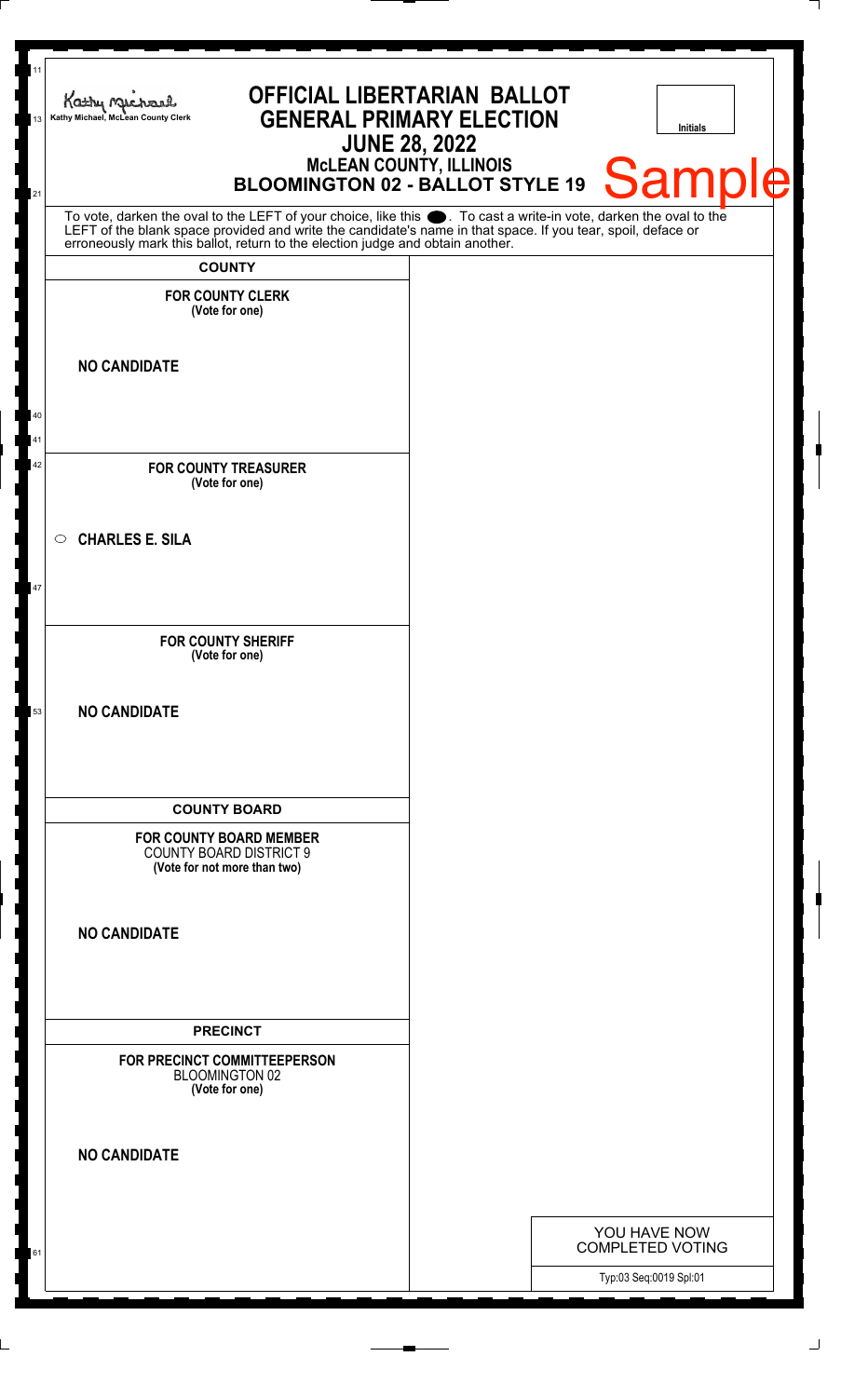Kathy Michael, McLean County Clerk

# OFFICIAL LIBERTARIAN BALLOT
## GENERAL PRIMARY ELECTION
## JUNE 28, 2022
### McLEAN COUNTY, ILLINOIS
### BLOOMINGTON 02 - BALLOT STYLE 19

Initials

Sample

To vote, darken the oval to the LEFT of your choice, like this ●. To cast a write-in vote, darken the oval to the LEFT of the blank space provided and write the candidate's name in that space. If you tear, spoil, deface or erroneously mark this ballot, return to the election judge and obtain another.

**COUNTY**

**FOR COUNTY CLERK**
**(Vote for one)**

**NO CANDIDATE**

**FOR COUNTY TREASURER**
**(Vote for one)**

○ **CHARLES E. SILA**

**FOR COUNTY SHERIFF**
**(Vote for one)**

**NO CANDIDATE**

**COUNTY BOARD**

**FOR COUNTY BOARD MEMBER**
COUNTY BOARD DISTRICT 9
**(Vote for not more than two)**

**NO CANDIDATE**

**PRECINCT**

**FOR PRECINCT COMMITTEEPERSON**
BLOOMINGTON 02
**(Vote for one)**

**NO CANDIDATE**

YOU HAVE NOW COMPLETED VOTING

Typ:03 Seq:0019 Spl:01